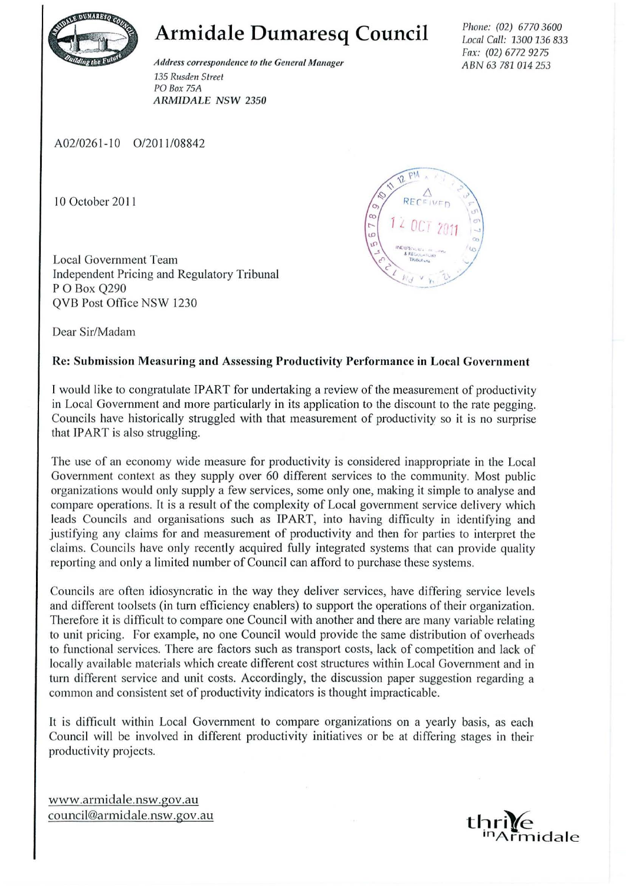# Armidale Dumaresq Council

*Address correspondence to the General Manager*
*135 Rusden Street*
*PO Box 75A*
*ARMIDALE NSW 2350*

*Phone: (02) 6770 3600*
*Local Call: 1300 136 833*
*Fax: (02) 6772 9275*
*ABN 63 781 014 253*

A02/0261-10 O/2011/08842

10 October 2011

Local Government Team
Independent Pricing and Regulatory Tribunal
P O Box Q290
QVB Post Office NSW 1230

Dear Sir/Madam

**Re: Submission Measuring and Assessing Productivity Performance in Local Government**

I would like to congratulate IPART for undertaking a review of the measurement of productivity in Local Government and more particularly in its application to the discount to the rate pegging. Councils have historically struggled with that measurement of productivity so it is no surprise that IPART is also struggling.

The use of an economy wide measure for productivity is considered inappropriate in the Local Government context as they supply over 60 different services to the community. Most public organizations would only supply a few services, some only one, making it simple to analyse and compare operations. It is a result of the complexity of Local government service delivery which leads Councils and organisations such as IPART, into having difficulty in identifying and justifying any claims for and measurement of productivity and then for parties to interpret the claims. Councils have only recently acquired fully integrated systems that can provide quality reporting and only a limited number of Council can afford to purchase these systems.

Councils are often idiosyncratic in the way they deliver services, have differing service levels and different toolsets (in turn efficiency enablers) to support the operations of their organization. Therefore it is difficult to compare one Council with another and there are many variable relating to unit pricing. For example, no one Council would provide the same distribution of overheads to functional services. There are factors such as transport costs, lack of competition and lack of locally available materials which create different cost structures within Local Government and in turn different service and unit costs. Accordingly, the discussion paper suggestion regarding a common and consistent set of productivity indicators is thought impracticable.

It is difficult within Local Government to compare organizations on a yearly basis, as each Council will be involved in different productivity initiatives or be at differing stages in their productivity projects.

www.armidale.nsw.gov.au
council@armidale.nsw.gov.au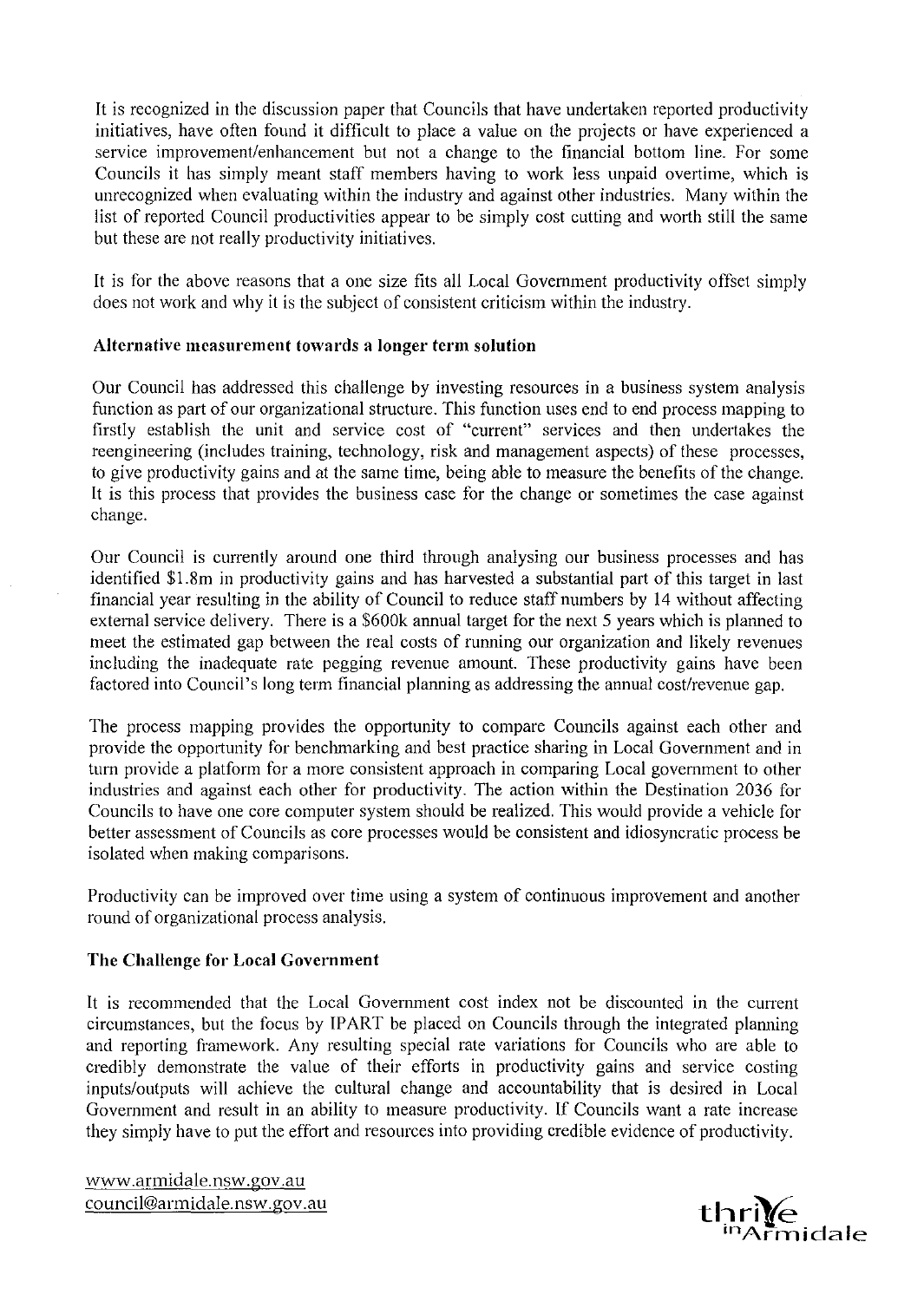It is recognized in the discussion paper that Councils that have undertaken reported productivity initiatives, have often found it difficult to place a value on the projects or have experienced a service improvement/enhancement but not a change to the financial bottom line. For some Councils it has simply meant staff members having to work less unpaid overtime, which is unrecognized when evaluating within the industry and against other industries. Many within the list of reported Council productivities appear to be simply cost cutting and worth still the same but these are not really productivity initiatives.

It is for the above reasons that a one size fits all Local Government productivity offset simply does not work and why it is the subject of consistent criticism within the industry.

**Alternative measurement towards a longer term solution**

Our Council has addressed this challenge by investing resources in a business system analysis function as part of our organizational structure. This function uses end to end process mapping to firstly establish the unit and service cost of "current" services and then undertakes the reengineering (includes training, technology, risk and management aspects) of these processes, to give productivity gains and at the same time, being able to measure the benefits of the change. It is this process that provides the business case for the change or sometimes the case against change.

Our Council is currently around one third through analysing our business processes and has identified $1.8m in productivity gains and has harvested a substantial part of this target in last financial year resulting in the ability of Council to reduce staff numbers by 14 without affecting external service delivery. There is a $600k annual target for the next 5 years which is planned to meet the estimated gap between the real costs of running our organization and likely revenues including the inadequate rate pegging revenue amount. These productivity gains have been factored into Council's long term financial planning as addressing the annual cost/revenue gap.

The process mapping provides the opportunity to compare Councils against each other and provide the opportunity for benchmarking and best practice sharing in Local Government and in turn provide a platform for a more consistent approach in comparing Local government to other industries and against each other for productivity. The action within the Destination 2036 for Councils to have one core computer system should be realized. This would provide a vehicle for better assessment of Councils as core processes would be consistent and idiosyncratic process be isolated when making comparisons.

Productivity can be improved over time using a system of continuous improvement and another round of organizational process analysis.

**The Challenge for Local Government**

It is recommended that the Local Government cost index not be discounted in the current circumstances, but the focus by IPART be placed on Councils through the integrated planning and reporting framework. Any resulting special rate variations for Councils who are able to credibly demonstrate the value of their efforts in productivity gains and service costing inputs/outputs will achieve the cultural change and accountability that is desired in Local Government and result in an ability to measure productivity. If Councils want a rate increase they simply have to put the effort and resources into providing credible evidence of productivity.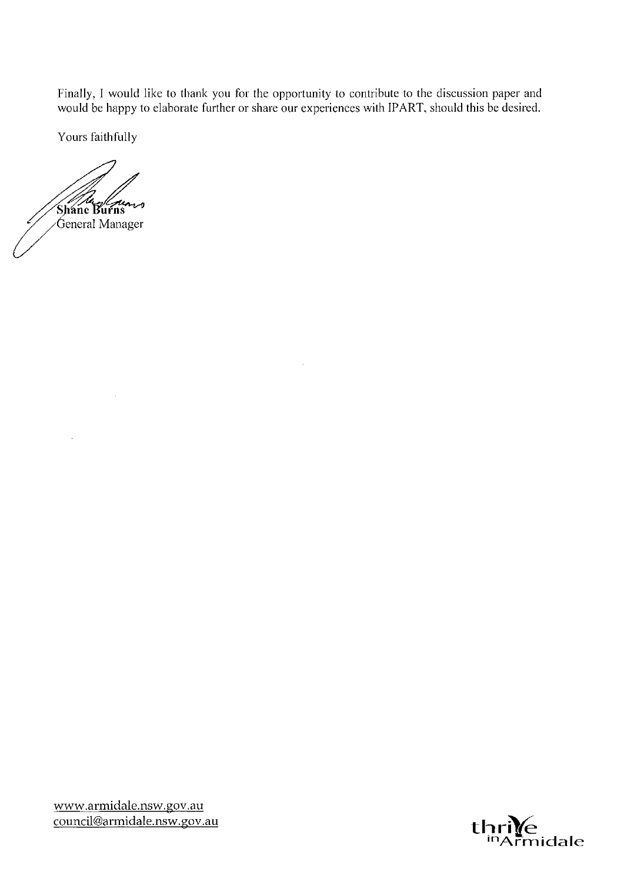Finally, I would like to thank you for the opportunity to contribute to the discussion paper and would be happy to elaborate further or share our experiences with IPART, should this be desired.

Yours faithfully

**Shane Burns**
General Manager

www.armidale.nsw.gov.au
council@armidale.nsw.gov.au

thrive in Armidale